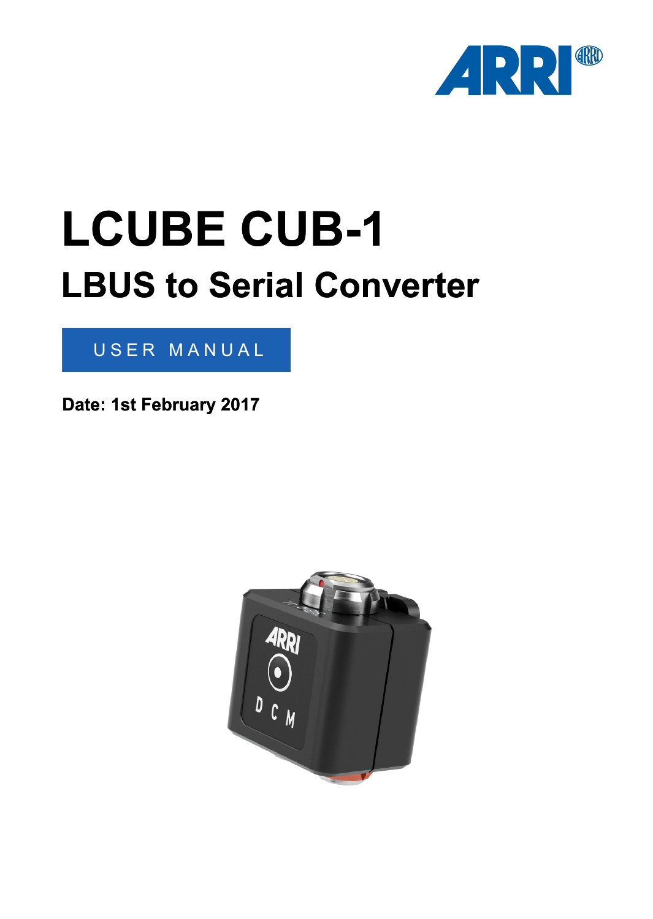# LCUBE CUB-1

## LBUS to Serial Converter

USER MANUAL

**Date: 1st February 2017**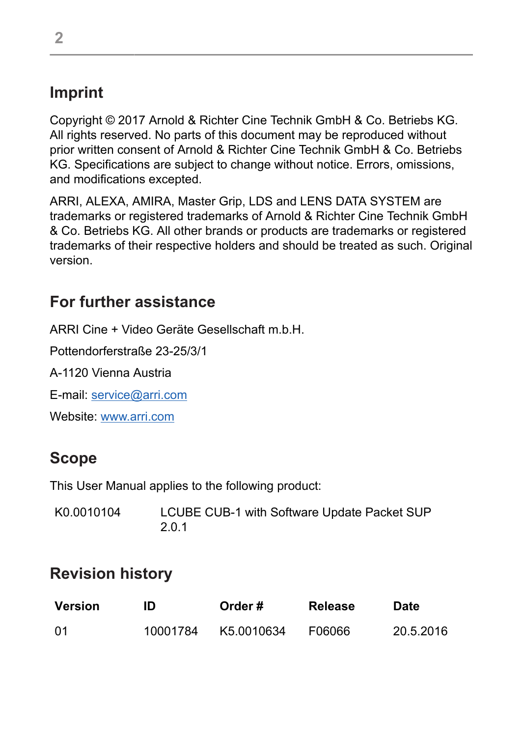## Imprint

Copyright © 2017 Arnold & Richter Cine Technik GmbH & Co. Betriebs KG. All rights reserved. No parts of this document may be reproduced without prior written consent of Arnold & Richter Cine Technik GmbH & Co. Betriebs KG. Specifications are subject to change without notice. Errors, omissions, and modifications excepted.

ARRI, ALEXA, AMIRA, Master Grip, LDS and LENS DATA SYSTEM are trademarks or registered trademarks of Arnold & Richter Cine Technik GmbH & Co. Betriebs KG. All other brands or products are trademarks or registered trademarks of their respective holders and should be treated as such. Original version.

## For further assistance

ARRI Cine + Video Geräte Gesellschaft m.b.H.

Pottendorferstraße 23-25/3/1

A-1120 Vienna Austria

E-mail: [service@arri.com](mailto:service@arri.com)

Website: [www.arri.com](http://www.arri.com)

## Scope

This User Manual applies to the following product:

| | |
|---|---|
| K0.0010104 | LCUBE CUB-1 with Software Update Packet SUP 2.0.1 |

## Revision history

| Version | ID | Order # | Release | Date |
|---|---|---|---|---|
| 01 | 10001784 | K5.0010634 | F06066 | 20.5.2016 |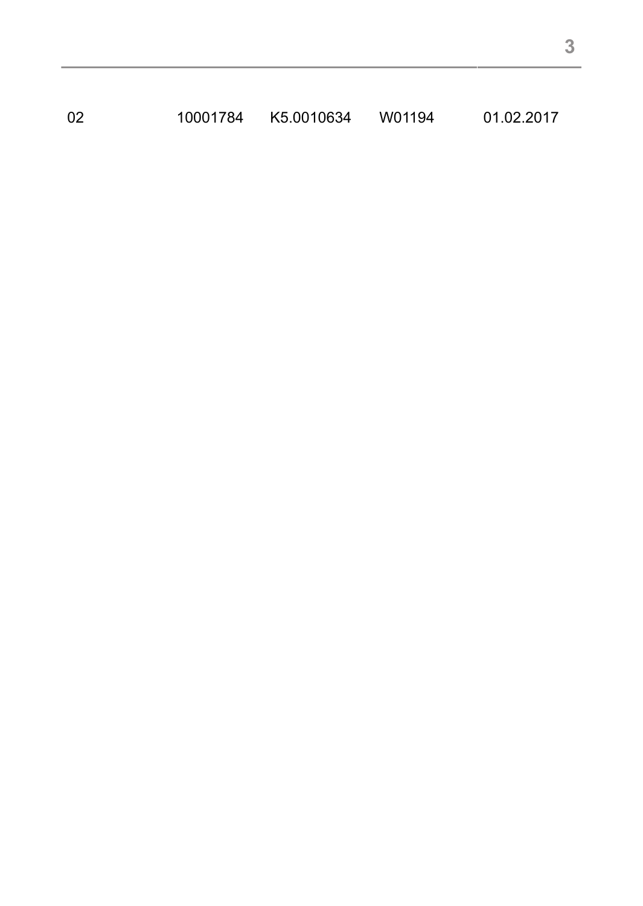| 02 | 10001784 | K5.0010634 | W01194 | 01.02.2017 |
|---|---|---|---|---|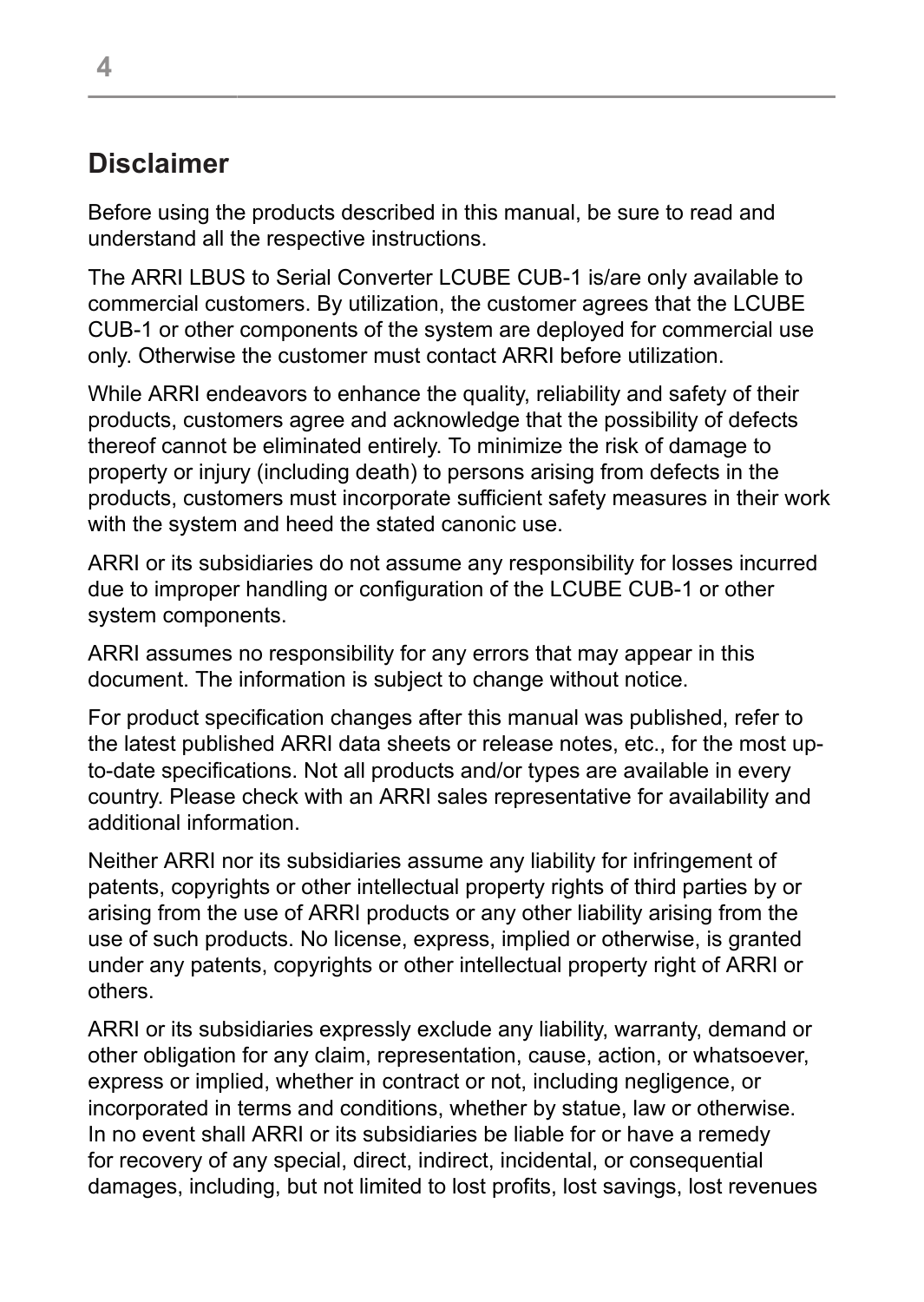## Disclaimer

Before using the products described in this manual, be sure to read and understand all the respective instructions.

The ARRI LBUS to Serial Converter LCUBE CUB-1 is/are only available to commercial customers. By utilization, the customer agrees that the LCUBE CUB-1 or other components of the system are deployed for commercial use only. Otherwise the customer must contact ARRI before utilization.

While ARRI endeavors to enhance the quality, reliability and safety of their products, customers agree and acknowledge that the possibility of defects thereof cannot be eliminated entirely. To minimize the risk of damage to property or injury (including death) to persons arising from defects in the products, customers must incorporate sufficient safety measures in their work with the system and heed the stated canonic use.

ARRI or its subsidiaries do not assume any responsibility for losses incurred due to improper handling or configuration of the LCUBE CUB-1 or other system components.

ARRI assumes no responsibility for any errors that may appear in this document. The information is subject to change without notice.

For product specification changes after this manual was published, refer to the latest published ARRI data sheets or release notes, etc., for the most up-to-date specifications. Not all products and/or types are available in every country. Please check with an ARRI sales representative for availability and additional information.

Neither ARRI nor its subsidiaries assume any liability for infringement of patents, copyrights or other intellectual property rights of third parties by or arising from the use of ARRI products or any other liability arising from the use of such products. No license, express, implied or otherwise, is granted under any patents, copyrights or other intellectual property right of ARRI or others.

ARRI or its subsidiaries expressly exclude any liability, warranty, demand or other obligation for any claim, representation, cause, action, or whatsoever, express or implied, whether in contract or not, including negligence, or incorporated in terms and conditions, whether by statue, law or otherwise. In no event shall ARRI or its subsidiaries be liable for or have a remedy for recovery of any special, direct, indirect, incidental, or consequential damages, including, but not limited to lost profits, lost savings, lost revenues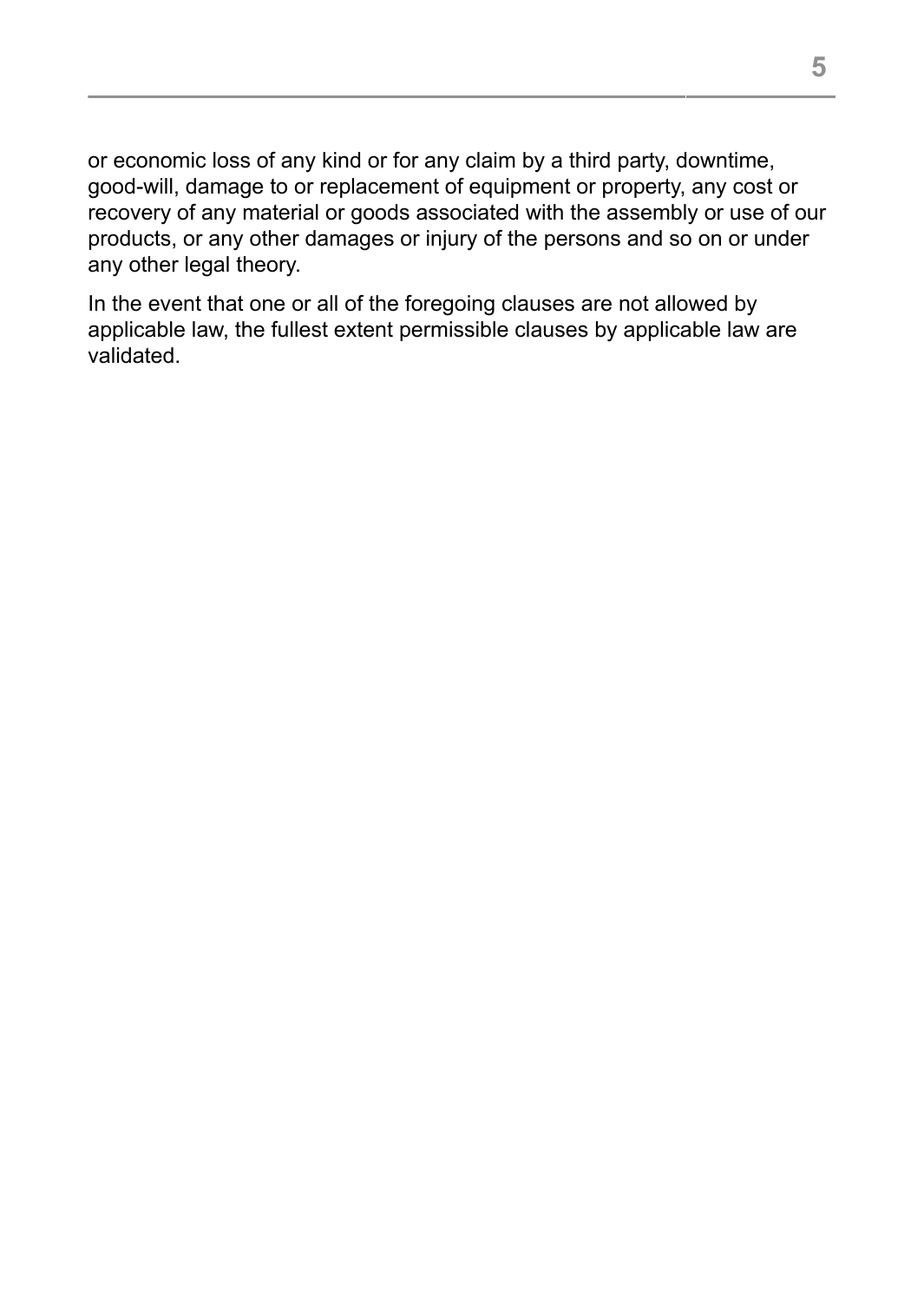or economic loss of any kind or for any claim by a third party, downtime, good-will, damage to or replacement of equipment or property, any cost or recovery of any material or goods associated with the assembly or use of our products, or any other damages or injury of the persons and so on or under any other legal theory.

In the event that one or all of the foregoing clauses are not allowed by applicable law, the fullest extent permissible clauses by applicable law are validated.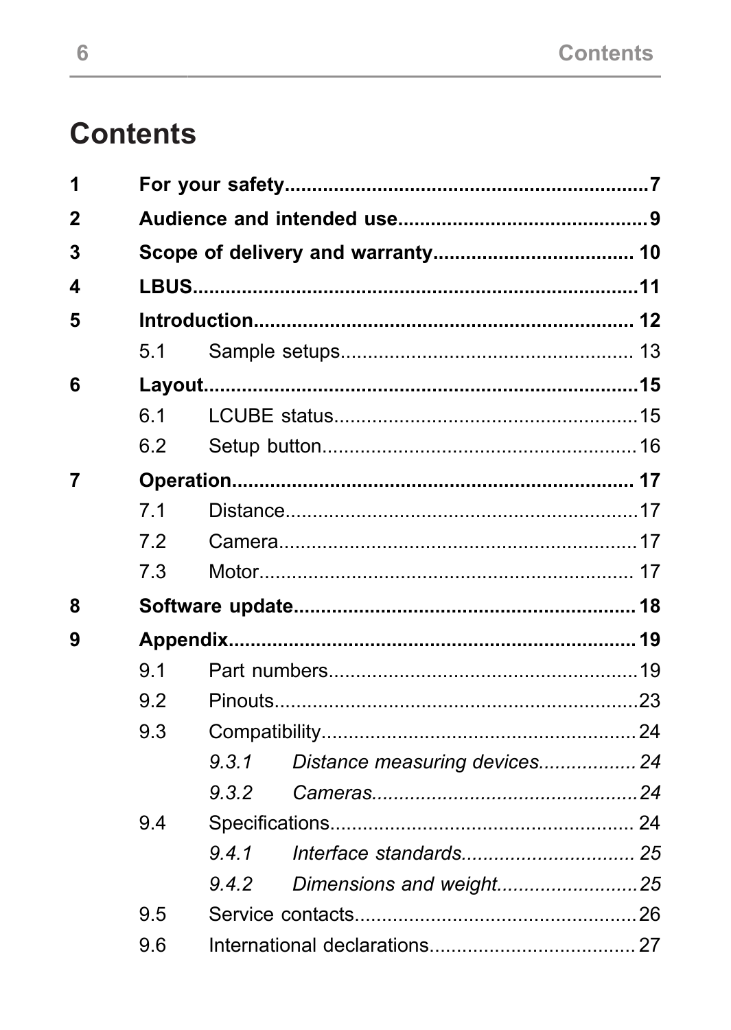# Contents

| | | | |
|---|---|---|---|
| **1** | **For your safety** | | **7** |
| **2** | **Audience and intended use** | | **9** |
| **3** | **Scope of delivery and warranty** | | **10** |
| **4** | **LBUS** | | **11** |
| **5** | **Introduction** | | **12** |
| | 5.1 | Sample setups | 13 |
| **6** | **Layout** | | **15** |
| | 6.1 | LCUBE status | 15 |
| | 6.2 | Setup button | 16 |
| **7** | **Operation** | | **17** |
| | 7.1 | Distance | 17 |
| | 7.2 | Camera | 17 |
| | 7.3 | Motor | 17 |
| **8** | **Software update** | | **18** |
| **9** | **Appendix** | | **19** |
| | 9.1 | Part numbers | 19 |
| | 9.2 | Pinouts | 23 |
| | 9.3 | Compatibility | 24 |
| | | *9.3.1 Distance measuring devices* | *24* |
| | | *9.3.2 Cameras* | *24* |
| | 9.4 | Specifications | 24 |
| | | *9.4.1 Interface standards* | *25* |
| | | *9.4.2 Dimensions and weight* | *25* |
| | 9.5 | Service contacts | 26 |
| | 9.6 | International declarations | 27 |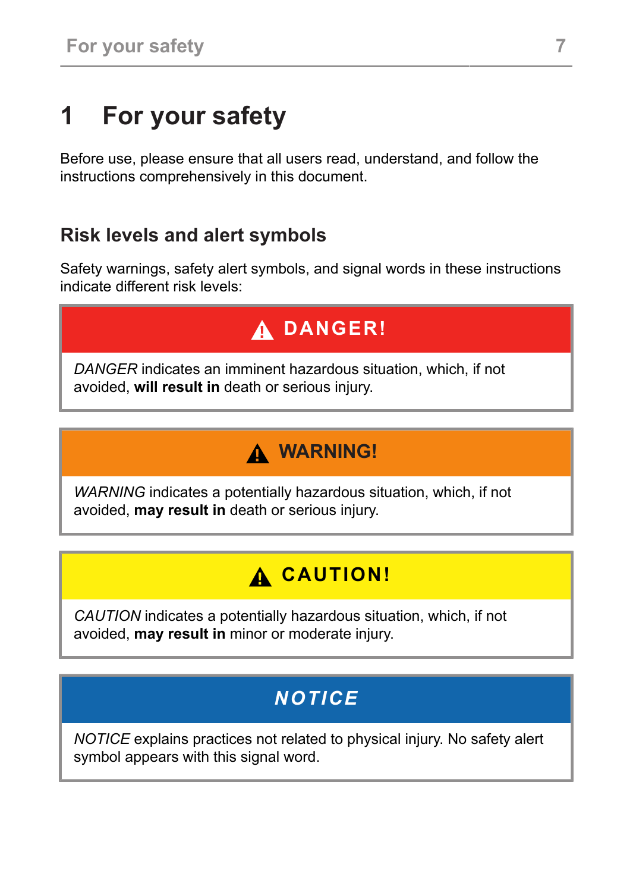# 1 For your safety

Before use, please ensure that all users read, understand, and follow the instructions comprehensively in this document.

## Risk levels and alert symbols

Safety warnings, safety alert symbols, and signal words in these instructions indicate different risk levels:

| ⚠ DANGER! |
|---|
| *DANGER* indicates an imminent hazardous situation, which, if not avoided, **will result in** death or serious injury. |

| ⚠ WARNING! |
|---|
| *WARNING* indicates a potentially hazardous situation, which, if not avoided, **may result in** death or serious injury. |

| ⚠ CAUTION! |
|---|
| *CAUTION* indicates a potentially hazardous situation, which, if not avoided, **may result in** minor or moderate injury. |

| NOTICE |
|---|
| *NOTICE* explains practices not related to physical injury. No safety alert symbol appears with this signal word. |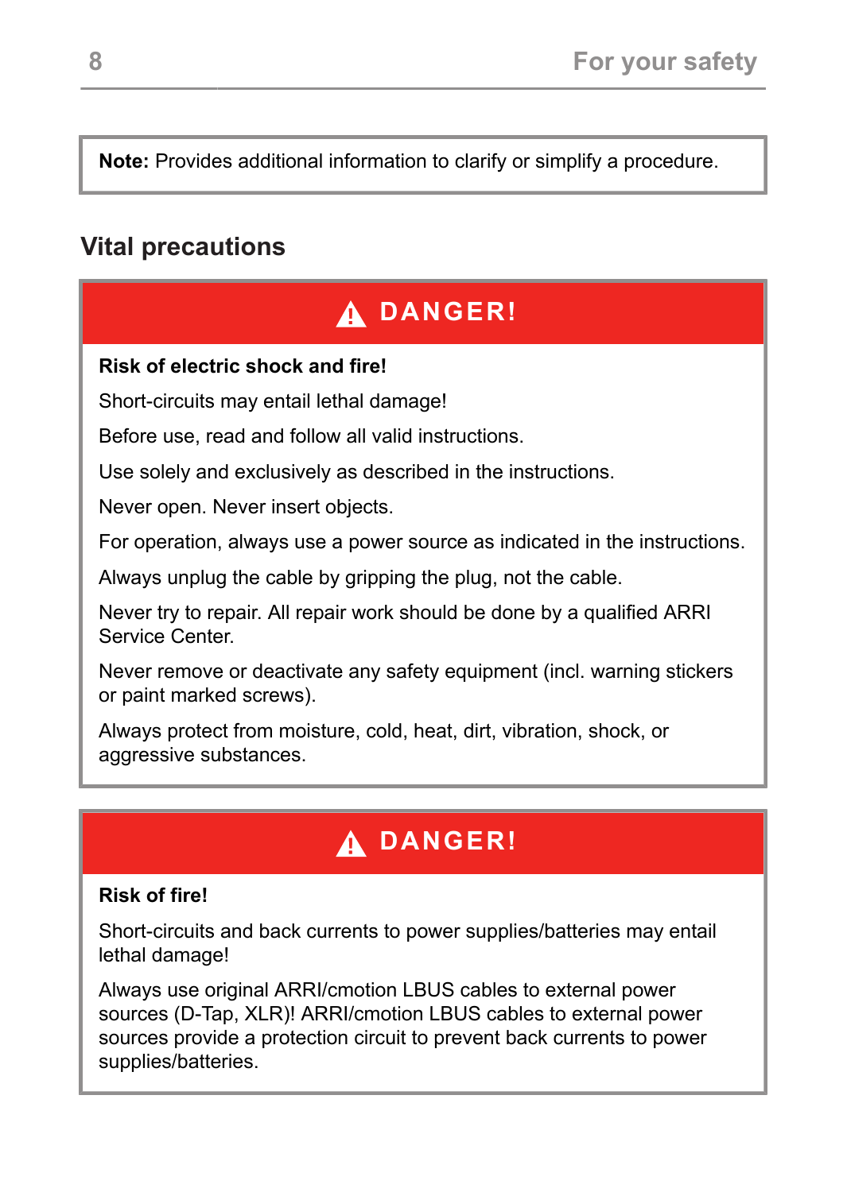**Note:** Provides additional information to clarify or simplify a procedure.

## Vital precautions

**⚠ DANGER!**

**Risk of electric shock and fire!**

Short-circuits may entail lethal damage!

Before use, read and follow all valid instructions.

Use solely and exclusively as described in the instructions.

Never open. Never insert objects.

For operation, always use a power source as indicated in the instructions.

Always unplug the cable by gripping the plug, not the cable.

Never try to repair. All repair work should be done by a qualified ARRI Service Center.

Never remove or deactivate any safety equipment (incl. warning stickers or paint marked screws).

Always protect from moisture, cold, heat, dirt, vibration, shock, or aggressive substances.

**⚠ DANGER!**

**Risk of fire!**

Short-circuits and back currents to power supplies/batteries may entail lethal damage!

Always use original ARRI/cmotion LBUS cables to external power sources (D-Tap, XLR)! ARRI/cmotion LBUS cables to external power sources provide a protection circuit to prevent back currents to power supplies/batteries.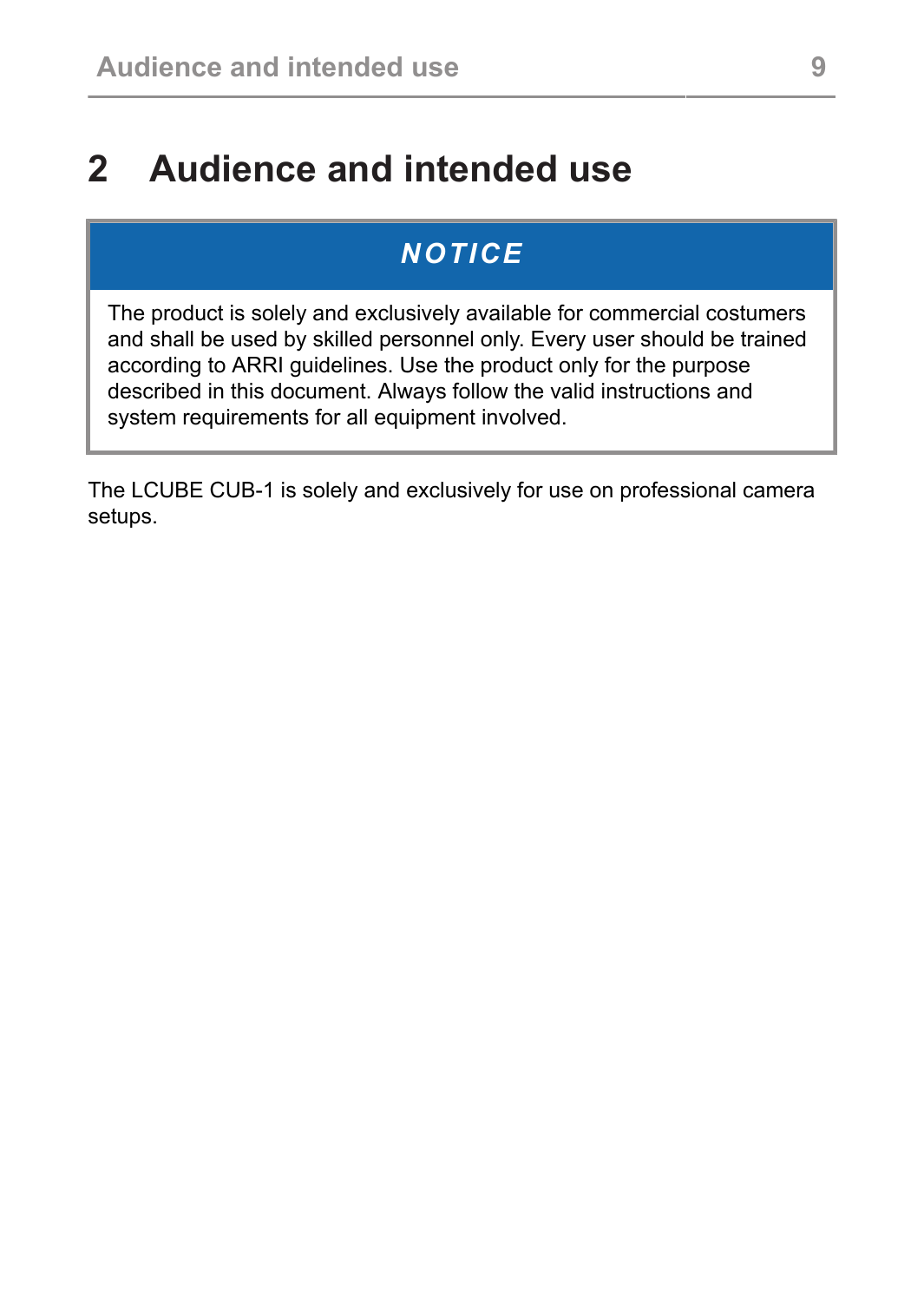# 2 Audience and intended use

> **NOTICE**
>
> The product is solely and exclusively available for commercial costumers and shall be used by skilled personnel only. Every user should be trained according to ARRI guidelines. Use the product only for the purpose described in this document. Always follow the valid instructions and system requirements for all equipment involved.

The LCUBE CUB-1 is solely and exclusively for use on professional camera setups.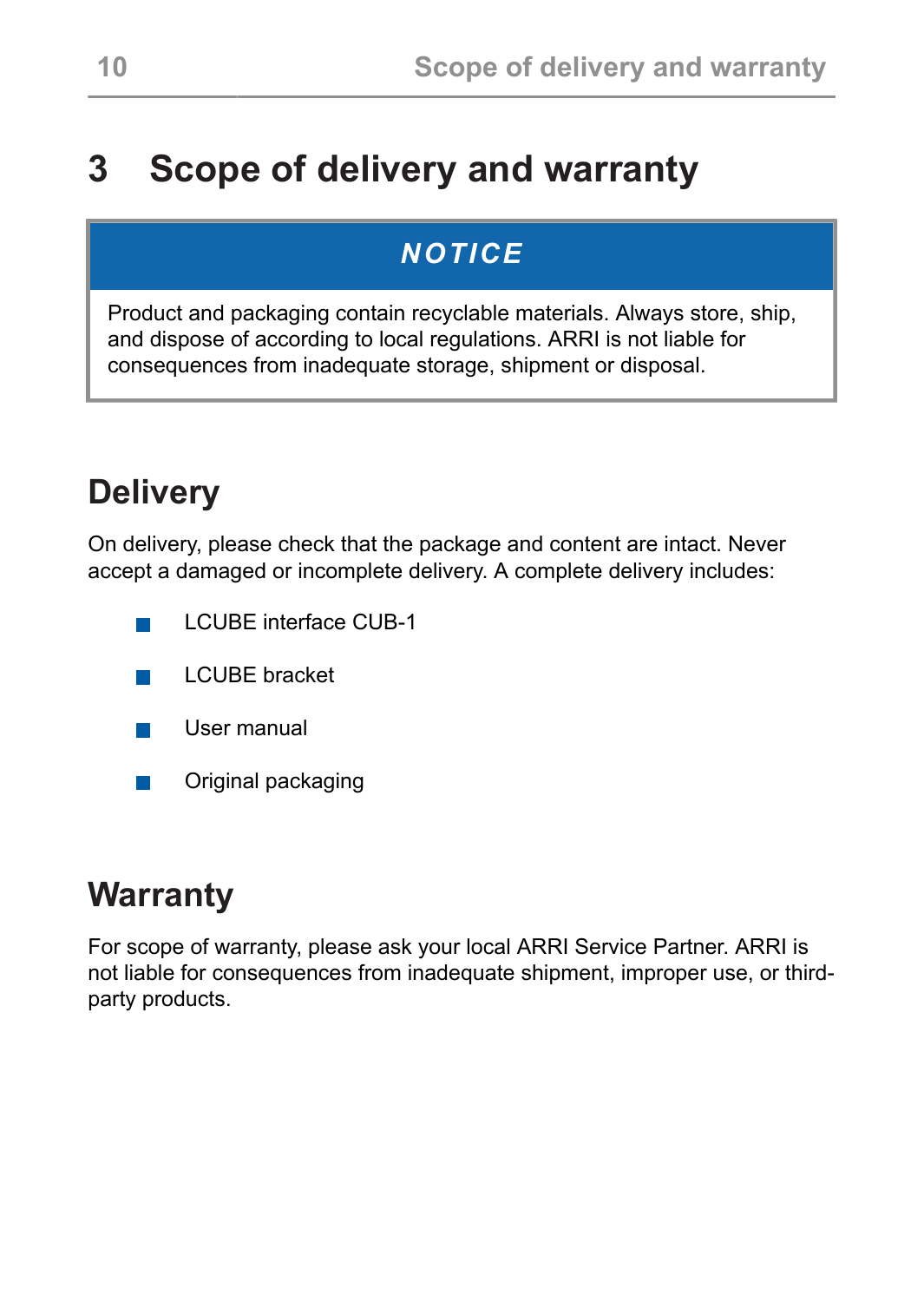# 3 Scope of delivery and warranty

> **NOTICE**
>
> Product and packaging contain recyclable materials. Always store, ship, and dispose of according to local regulations. ARRI is not liable for consequences from inadequate storage, shipment or disposal.

## Delivery

On delivery, please check that the package and content are intact. Never accept a damaged or incomplete delivery. A complete delivery includes:

- LCUBE interface CUB-1
- LCUBE bracket
- User manual
- Original packaging

## Warranty

For scope of warranty, please ask your local ARRI Service Partner. ARRI is not liable for consequences from inadequate shipment, improper use, or third-party products.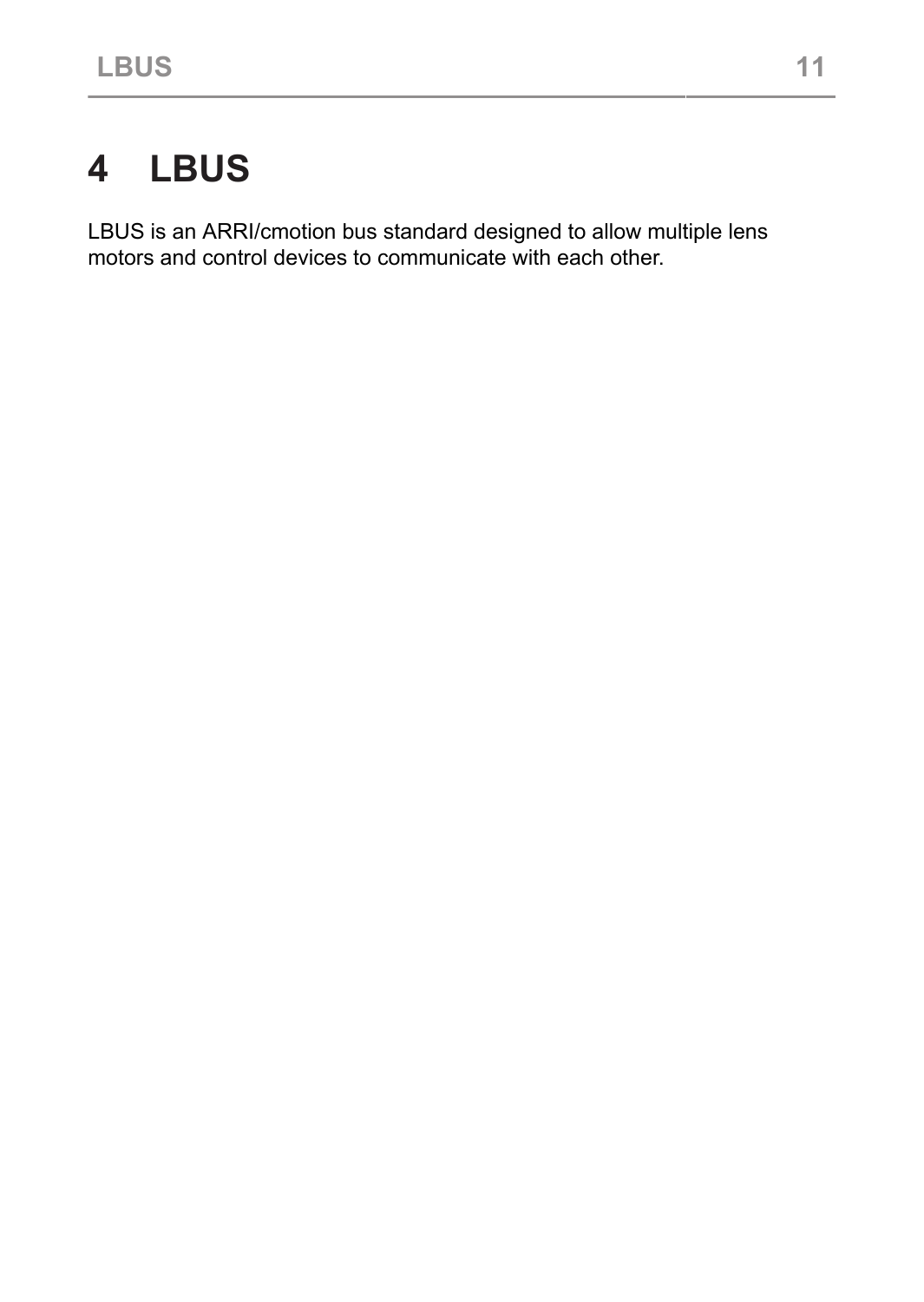# 4 LBUS

LBUS is an ARRI/cmotion bus standard designed to allow multiple lens motors and control devices to communicate with each other.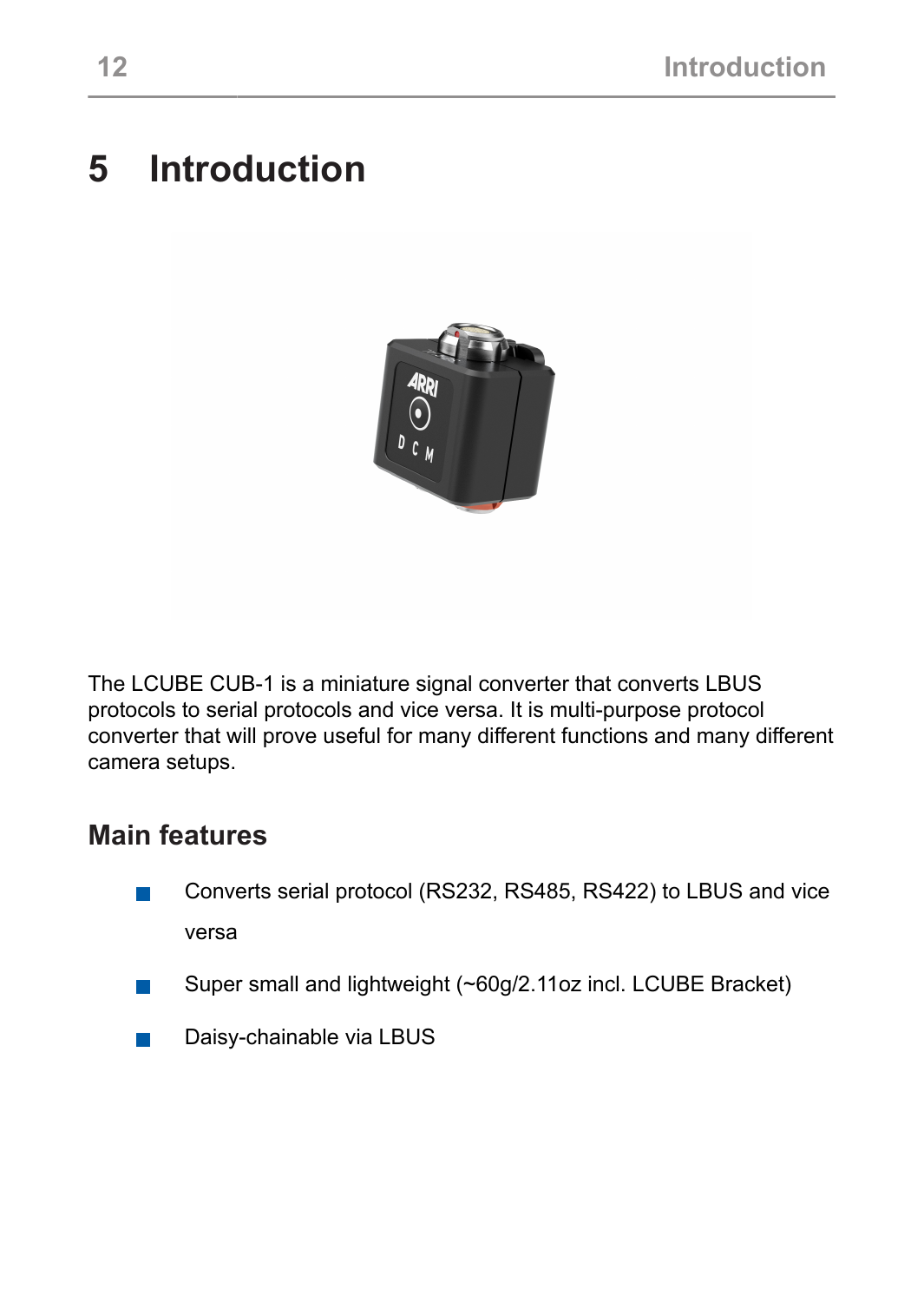# 5 Introduction

The LCUBE CUB-1 is a miniature signal converter that converts LBUS protocols to serial protocols and vice versa. It is multi-purpose protocol converter that will prove useful for many different functions and many different camera setups.

## Main features

- Converts serial protocol (RS232, RS485, RS422) to LBUS and vice versa
- Super small and lightweight (~60g/2.11oz incl. LCUBE Bracket)
- Daisy-chainable via LBUS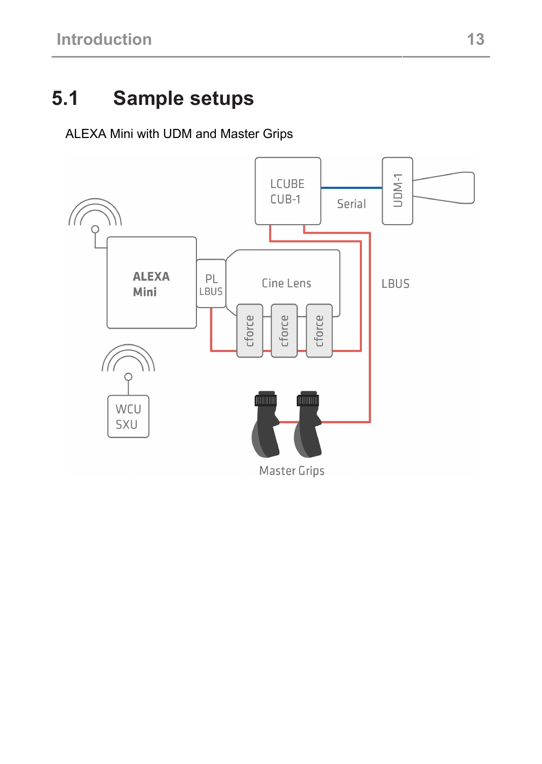## 5.1 Sample setups

ALEXA Mini with UDM and Master Grips

LCUBE CUB-1

Serial

UDM-1

ALEXA Mini

PL LBUS

Cine Lens

cforce

cforce

cforce

LBUS

WCU SXU

Master Grips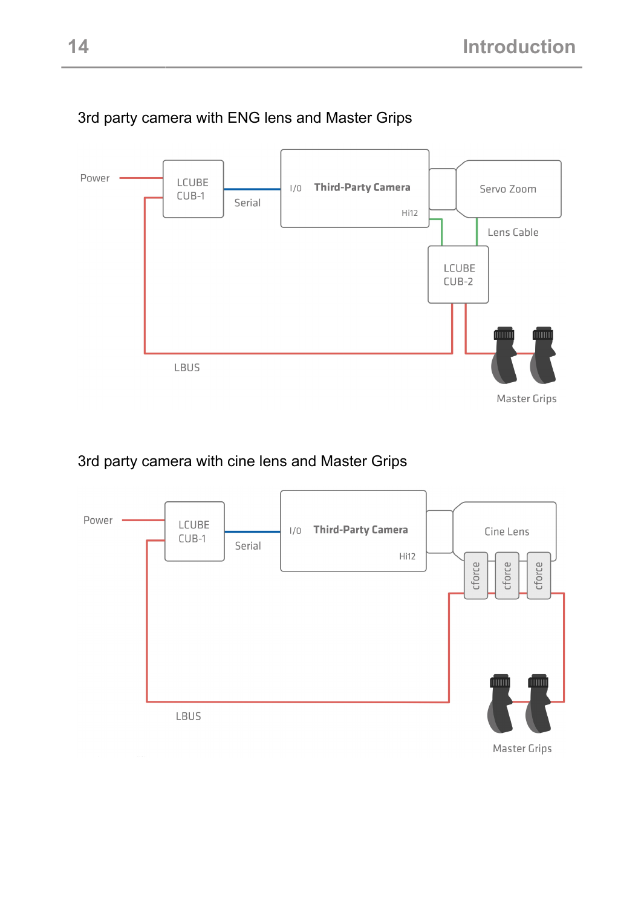## 3rd party camera with ENG lens and Master Grips

Power

LCUBE CUB-1

Serial

I/O Third-Party Camera Hi12

Servo Zoom

Lens Cable

LCUBE CUB-2

LBUS

Master Grips

## 3rd party camera with cine lens and Master Grips

Power

LCUBE CUB-1

Serial

I/O Third-Party Camera Hi12

Cine Lens

cforce cforce cforce

LBUS

Master Grips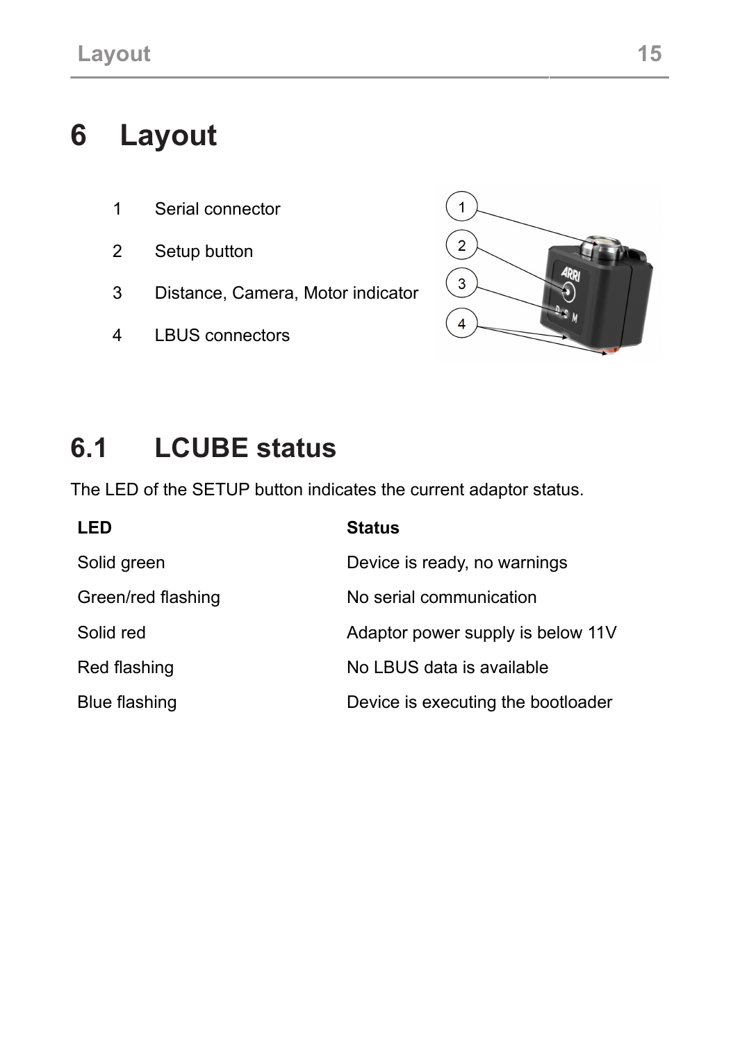# 6 Layout

1. Serial connector
2. Setup button
3. Distance, Camera, Motor indicator
4. LBUS connectors

## 6.1 LCUBE status

The LED of the SETUP button indicates the current adaptor status.

| LED | Status |
| --- | --- |
| Solid green | Device is ready, no warnings |
| Green/red flashing | No serial communication |
| Solid red | Adaptor power supply is below 11V |
| Red flashing | No LBUS data is available |
| Blue flashing | Device is executing the bootloader |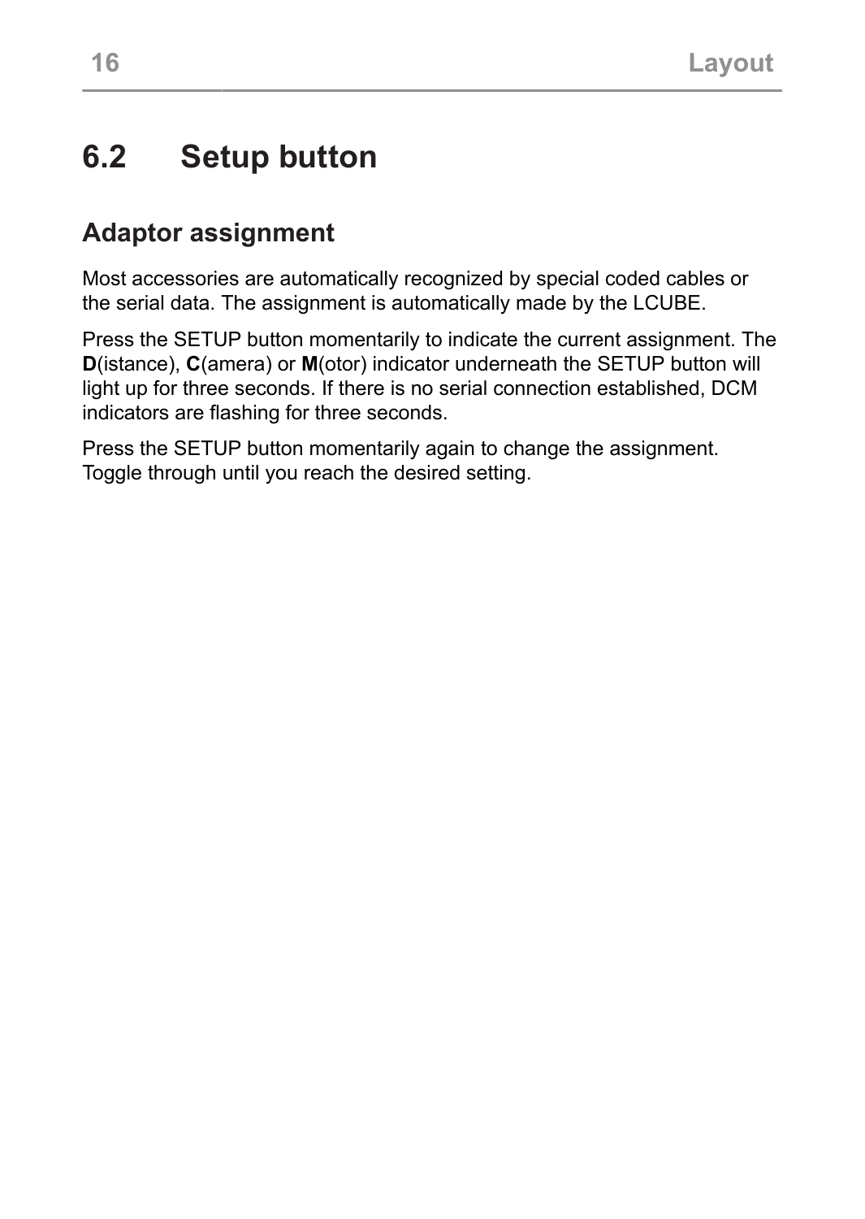## 6.2 Setup button

### Adaptor assignment

Most accessories are automatically recognized by special coded cables or the serial data. The assignment is automatically made by the LCUBE.

Press the SETUP button momentarily to indicate the current assignment. The **D**(istance), **C**(amera) or **M**(otor) indicator underneath the SETUP button will light up for three seconds. If there is no serial connection established, DCM indicators are flashing for three seconds.

Press the SETUP button momentarily again to change the assignment. Toggle through until you reach the desired setting.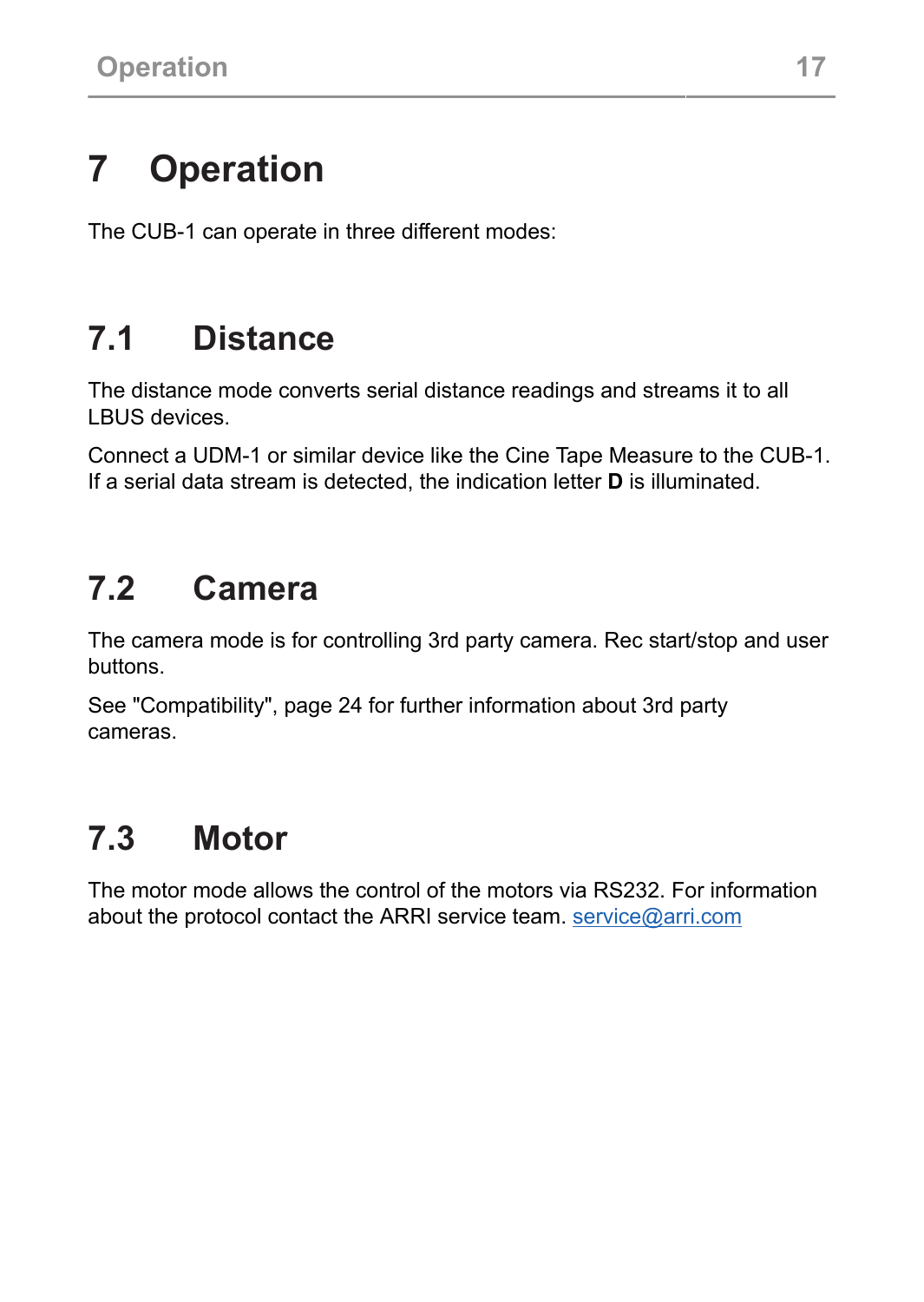# 7 Operation

The CUB-1 can operate in three different modes:

## 7.1 Distance

The distance mode converts serial distance readings and streams it to all LBUS devices.

Connect a UDM-1 or similar device like the Cine Tape Measure to the CUB-1. If a serial data stream is detected, the indication letter **D** is illuminated.

## 7.2 Camera

The camera mode is for controlling 3rd party camera. Rec start/stop and user buttons.

See "Compatibility", page 24 for further information about 3rd party cameras.

## 7.3 Motor

The motor mode allows the control of the motors via RS232. For information about the protocol contact the ARRI service team. service@arri.com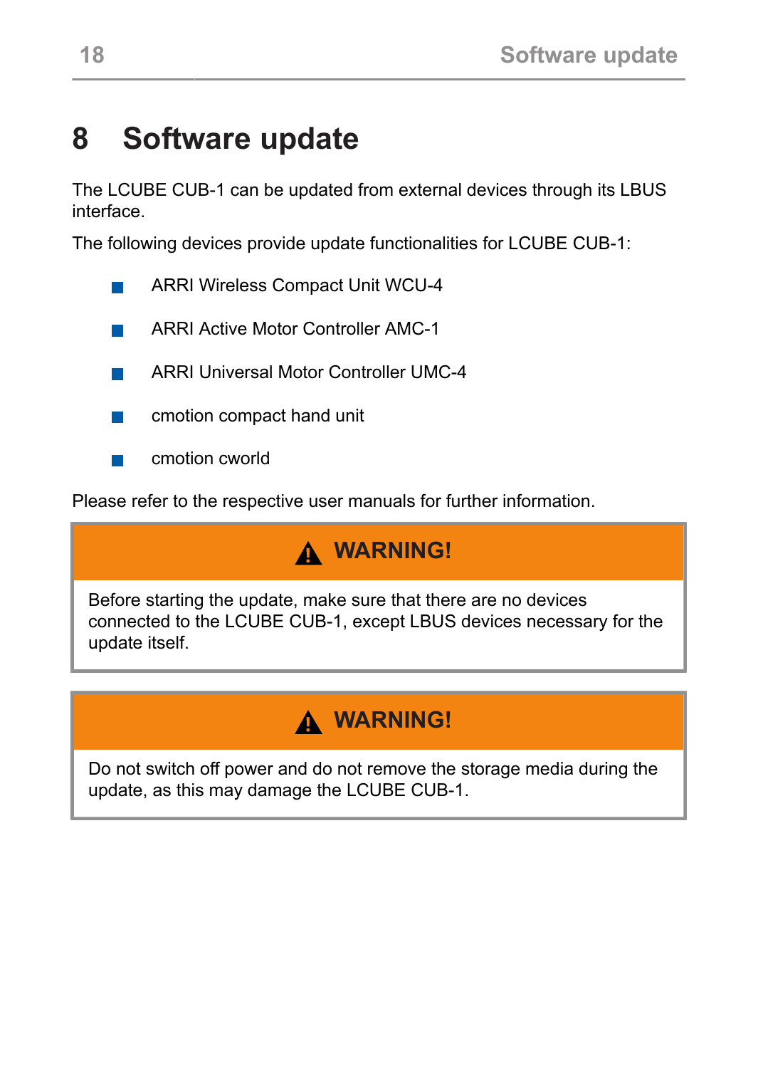# 8 Software update

The LCUBE CUB-1 can be updated from external devices through its LBUS interface.

The following devices provide update functionalities for LCUBE CUB-1:

- ARRI Wireless Compact Unit WCU-4
- ARRI Active Motor Controller AMC-1
- ARRI Universal Motor Controller UMC-4
- cmotion compact hand unit
- cmotion cworld

Please refer to the respective user manuals for further information.

> **⚠ WARNING!**
>
> Before starting the update, make sure that there are no devices connected to the LCUBE CUB-1, except LBUS devices necessary for the update itself.

> **⚠ WARNING!**
>
> Do not switch off power and do not remove the storage media during the update, as this may damage the LCUBE CUB-1.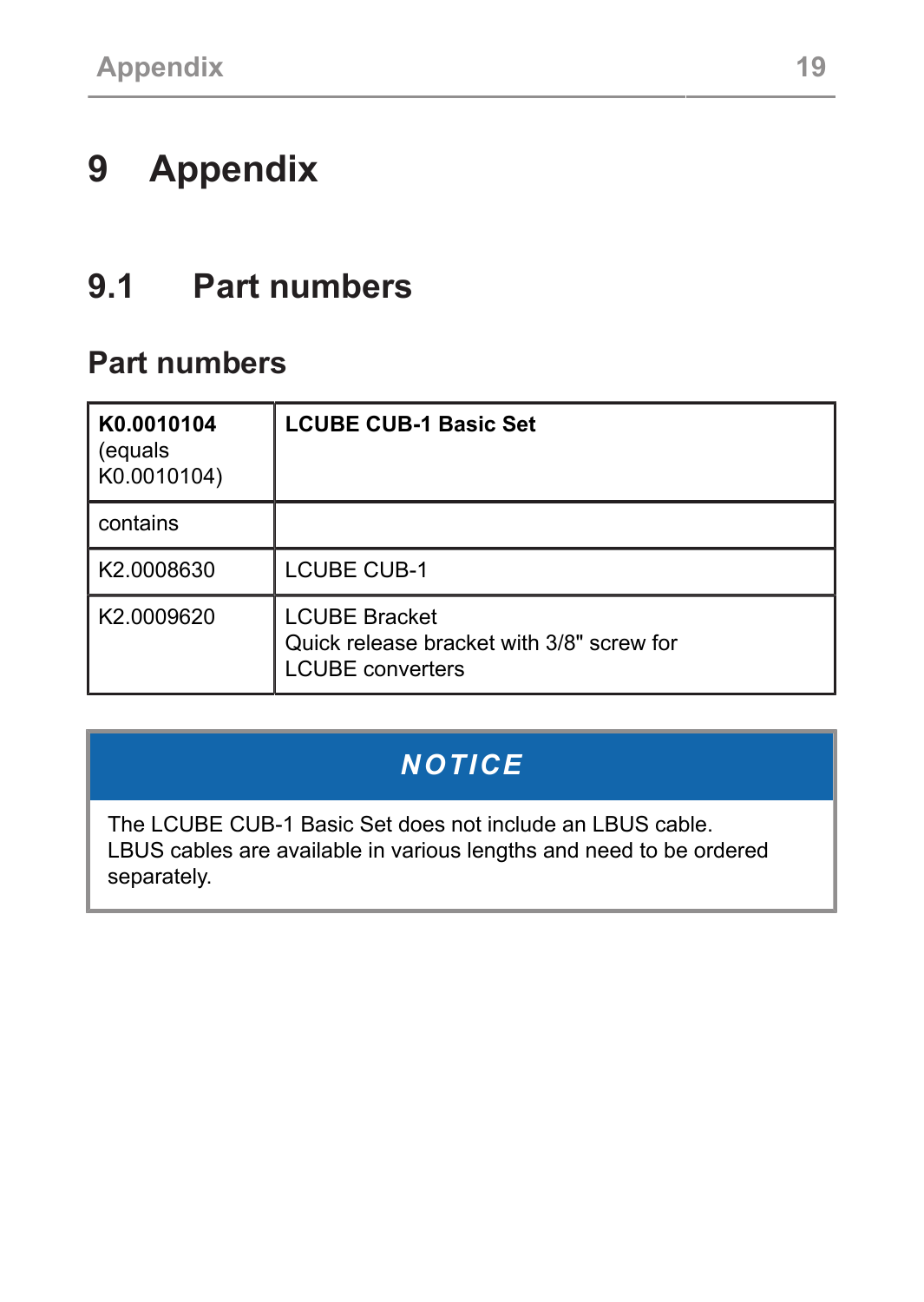# 9 Appendix

## 9.1 Part numbers

### Part numbers

| **K0.0010104** (equals K0.0010104) | **LCUBE CUB-1 Basic Set** |
|---|---|
| contains | |
| K2.0008630 | LCUBE CUB-1 |
| K2.0009620 | LCUBE Bracket<br>Quick release bracket with 3/8" screw for LCUBE converters |

> **NOTICE**
>
> The LCUBE CUB-1 Basic Set does not include an LBUS cable.
> LBUS cables are available in various lengths and need to be ordered separately.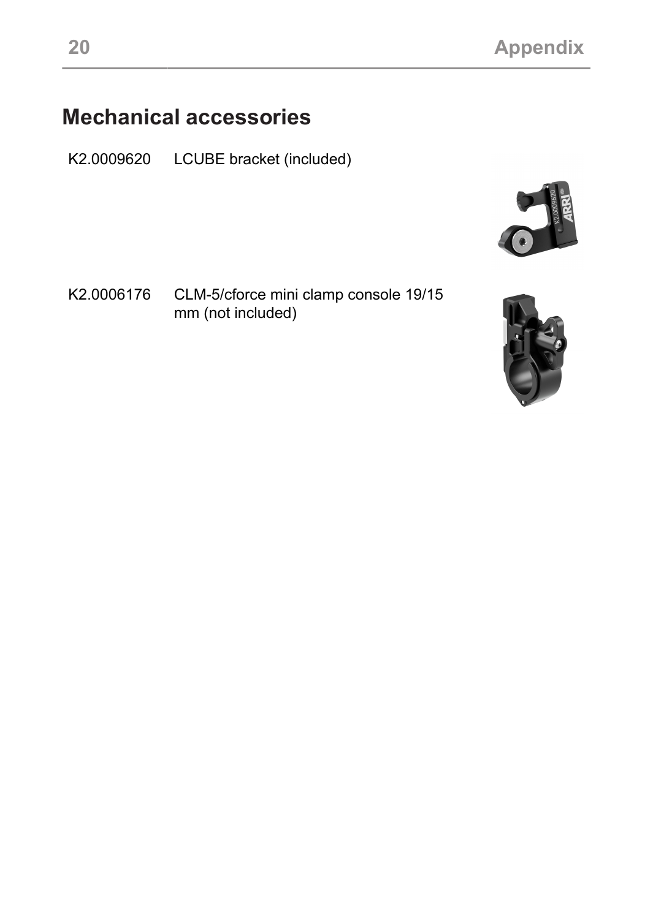## Mechanical accessories

| | |
|---|---|
| K2.0009620 | LCUBE bracket (included) |
| K2.0006176 | CLM-5/cforce mini clamp console 19/15 mm (not included) |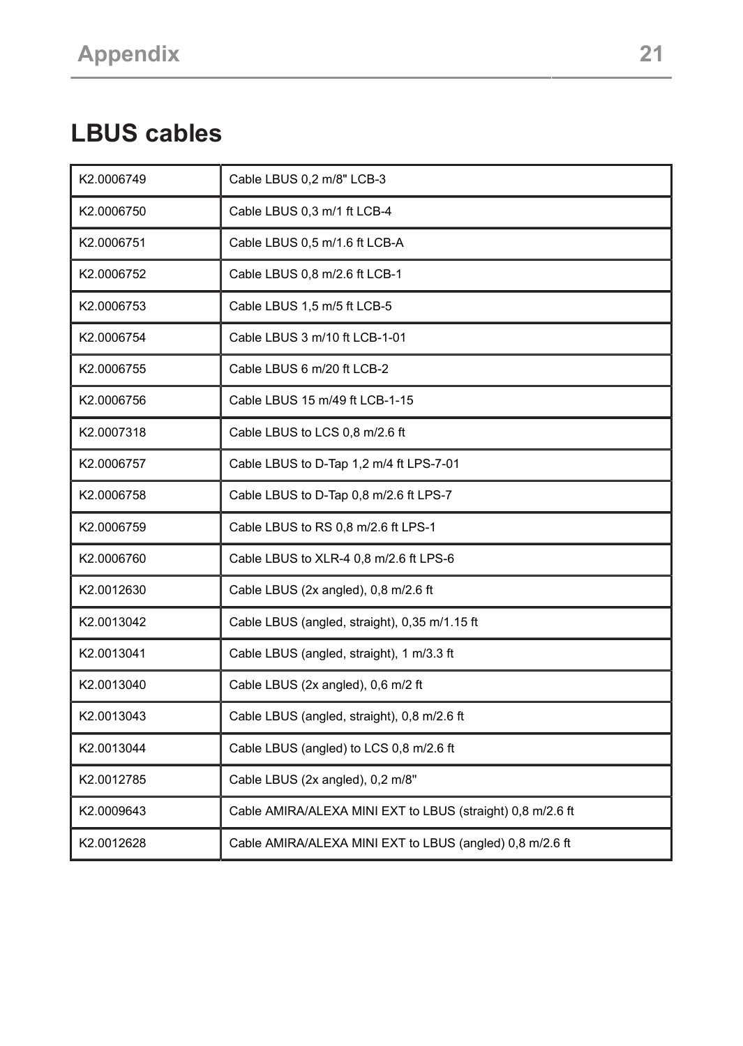## LBUS cables

| | |
|---|---|
| K2.0006749 | Cable LBUS 0,2 m/8" LCB-3 |
| K2.0006750 | Cable LBUS 0,3 m/1 ft LCB-4 |
| K2.0006751 | Cable LBUS 0,5 m/1.6 ft LCB-A |
| K2.0006752 | Cable LBUS 0,8 m/2.6 ft LCB-1 |
| K2.0006753 | Cable LBUS 1,5 m/5 ft LCB-5 |
| K2.0006754 | Cable LBUS 3 m/10 ft LCB-1-01 |
| K2.0006755 | Cable LBUS 6 m/20 ft LCB-2 |
| K2.0006756 | Cable LBUS 15 m/49 ft LCB-1-15 |
| K2.0007318 | Cable LBUS to LCS 0,8 m/2.6 ft |
| K2.0006757 | Cable LBUS to D-Tap 1,2 m/4 ft LPS-7-01 |
| K2.0006758 | Cable LBUS to D-Tap 0,8 m/2.6 ft LPS-7 |
| K2.0006759 | Cable LBUS to RS 0,8 m/2.6 ft LPS-1 |
| K2.0006760 | Cable LBUS to XLR-4 0,8 m/2.6 ft LPS-6 |
| K2.0012630 | Cable LBUS (2x angled), 0,8 m/2.6 ft |
| K2.0013042 | Cable LBUS (angled, straight), 0,35 m/1.15 ft |
| K2.0013041 | Cable LBUS (angled, straight), 1 m/3.3 ft |
| K2.0013040 | Cable LBUS (2x angled), 0,6 m/2 ft |
| K2.0013043 | Cable LBUS (angled, straight), 0,8 m/2.6 ft |
| K2.0013044 | Cable LBUS (angled) to LCS 0,8 m/2.6 ft |
| K2.0012785 | Cable LBUS (2x angled), 0,2 m/8" |
| K2.0009643 | Cable AMIRA/ALEXA MINI EXT to LBUS (straight) 0,8 m/2.6 ft |
| K2.0012628 | Cable AMIRA/ALEXA MINI EXT to LBUS (angled) 0,8 m/2.6 ft |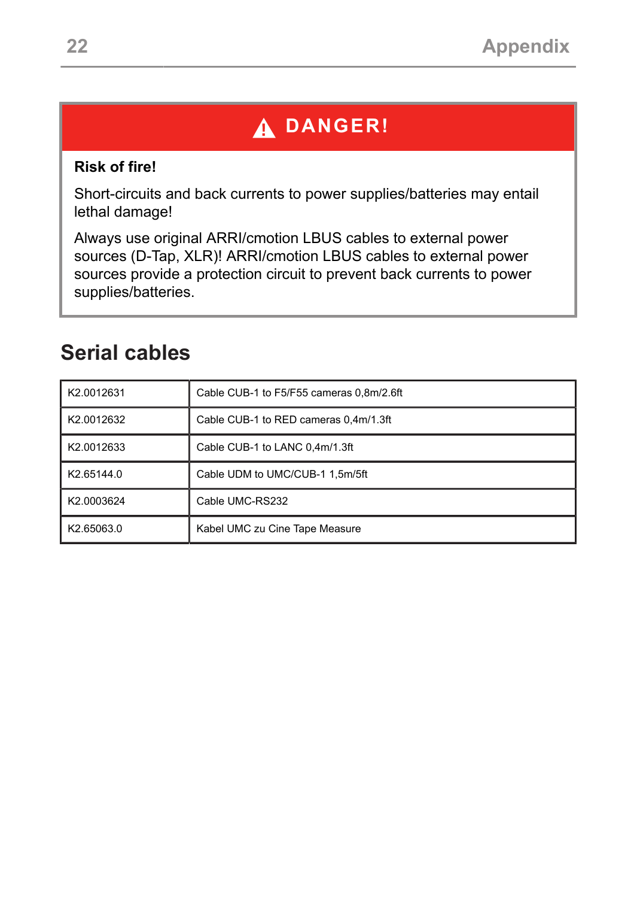**⚠ DANGER!**

**Risk of fire!**

Short-circuits and back currents to power supplies/batteries may entail lethal damage!

Always use original ARRI/cmotion LBUS cables to external power sources (D-Tap, XLR)! ARRI/cmotion LBUS cables to external power sources provide a protection circuit to prevent back currents to power supplies/batteries.

## Serial cables

| | |
|---|---|
| K2.0012631 | Cable CUB-1 to F5/F55 cameras 0,8m/2.6ft |
| K2.0012632 | Cable CUB-1 to RED cameras 0,4m/1.3ft |
| K2.0012633 | Cable CUB-1 to LANC 0,4m/1.3ft |
| K2.65144.0 | Cable UDM to UMC/CUB-1 1,5m/5ft |
| K2.0003624 | Cable UMC-RS232 |
| K2.65063.0 | Kabel UMC zu Cine Tape Measure |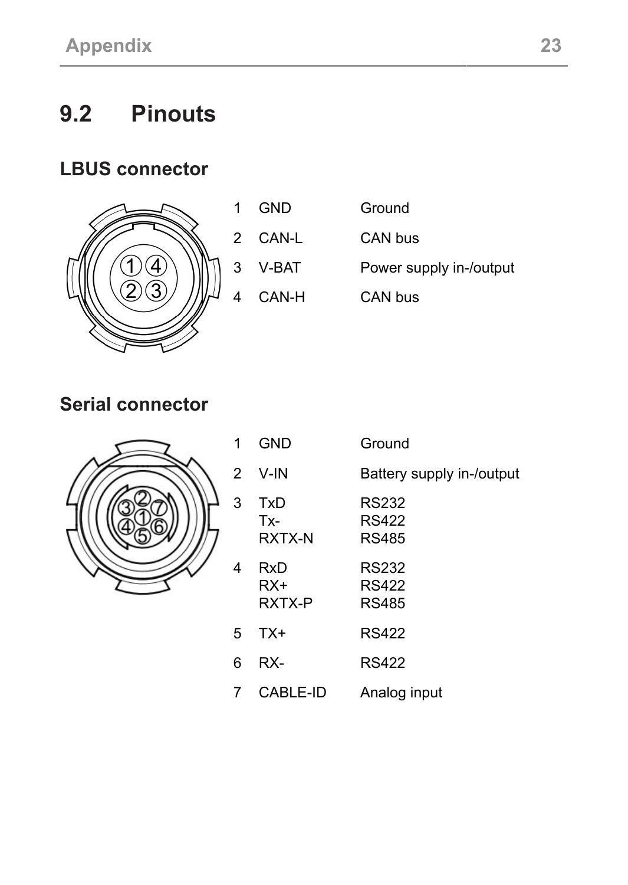## 9.2 Pinouts

### LBUS connector

| | | |
|---|---|---|
| 1 | GND | Ground |
| 2 | CAN-L | CAN bus |
| 3 | V-BAT | Power supply in-/output |
| 4 | CAN-H | CAN bus |

### Serial connector

| | | |
|---|---|---|
| 1 | GND | Ground |
| 2 | V-IN | Battery supply in-/output |
| 3 | TxD<br>Tx-<br>RXTX-N | RS232<br>RS422<br>RS485 |
| 4 | RxD<br>RX+<br>RXTX-P | RS232<br>RS422<br>RS485 |
| 5 | TX+ | RS422 |
| 6 | RX- | RS422 |
| 7 | CABLE-ID | Analog input |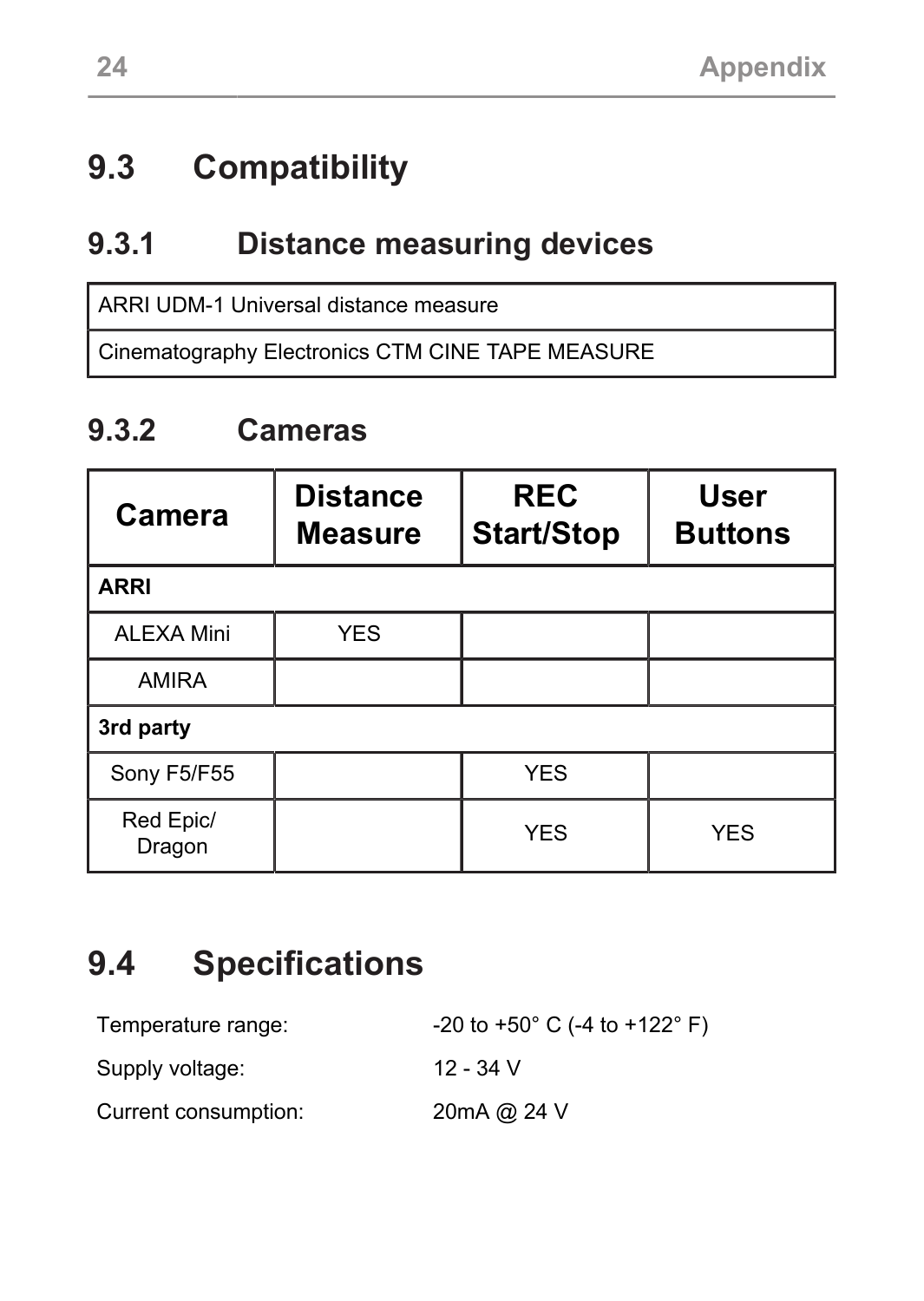## 9.3 Compatibility

### 9.3.1 Distance measuring devices

| ARRI UDM-1 Universal distance measure |
|---|
| Cinematography Electronics CTM CINE TAPE MEASURE |

### 9.3.2 Cameras

| Camera | Distance Measure | REC Start/Stop | User Buttons |
|---|---|---|---|
| **ARRI** | | | |
| ALEXA Mini | YES | | |
| AMIRA | | | |
| **3rd party** | | | |
| Sony F5/F55 | | YES | |
| Red Epic/ Dragon | | YES | YES |

## 9.4 Specifications

Temperature range: -20 to +50° C (-4 to +122° F)

Supply voltage: 12 - 34 V

Current consumption: 20mA @ 24 V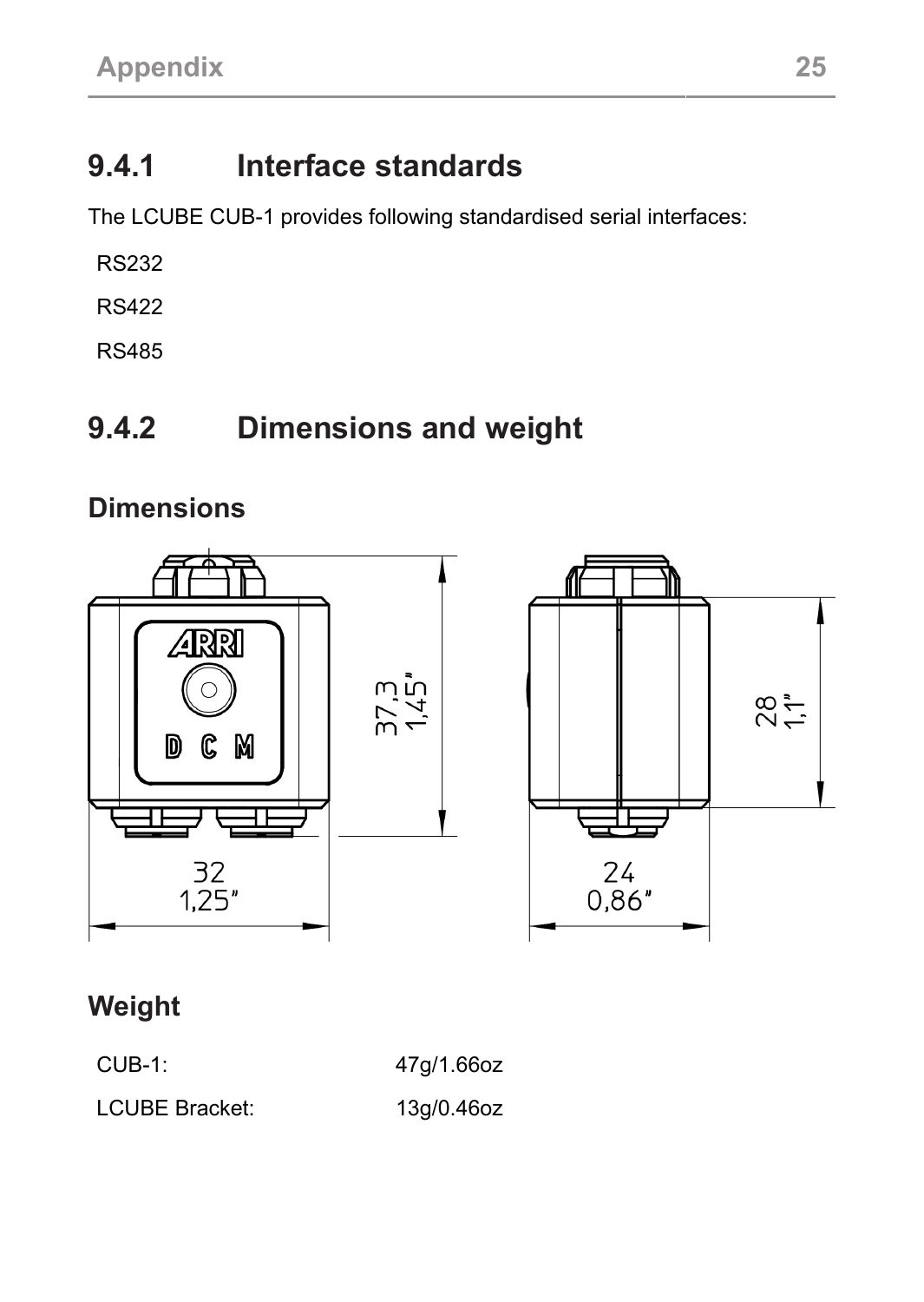## 9.4.1 Interface standards

The LCUBE CUB-1 provides following standardised serial interfaces:

RS232

RS422

RS485

## 9.4.2 Dimensions and weight

### Dimensions

### Weight

| CUB-1: | 47g/1.66oz |
|---|---|
| LCUBE Bracket: | 13g/0.46oz |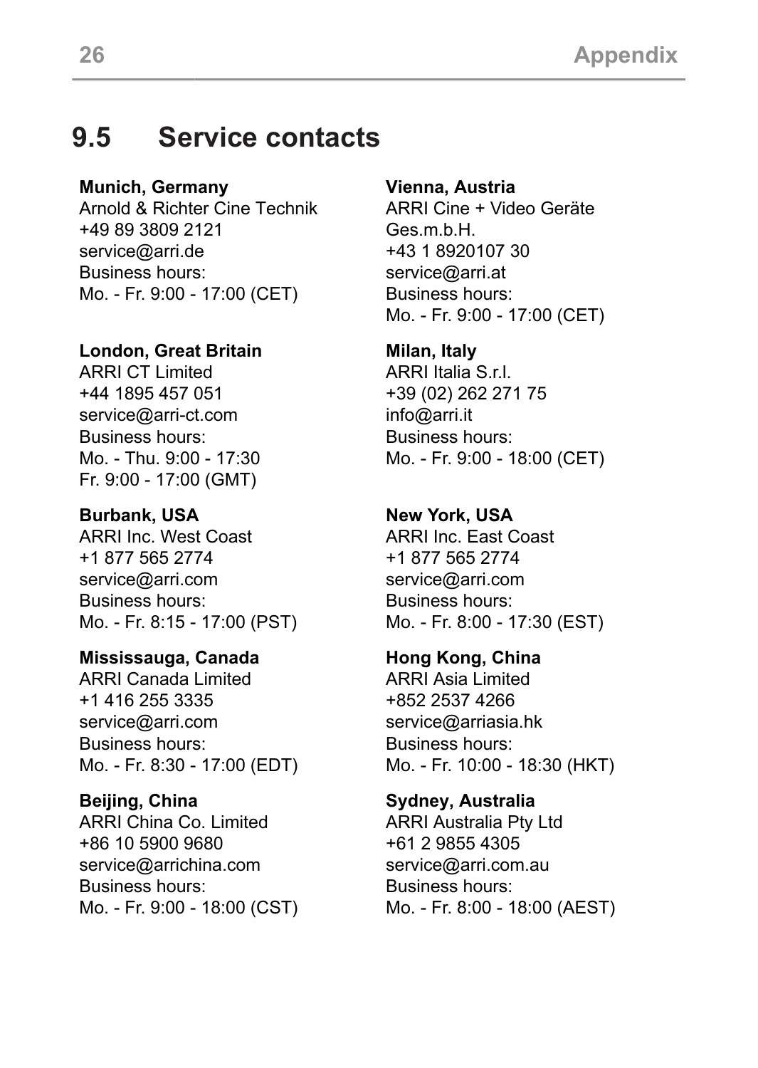## 9.5 Service contacts

**Munich, Germany**
Arnold & Richter Cine Technik
+49 89 3809 2121
service@arri.de
Business hours:
Mo. - Fr. 9:00 - 17:00 (CET)

**Vienna, Austria**
ARRI Cine + Video Geräte Ges.m.b.H.
+43 1 8920107 30
service@arri.at
Business hours:
Mo. - Fr. 9:00 - 17:00 (CET)

**London, Great Britain**
ARRI CT Limited
+44 1895 457 051
service@arri-ct.com
Business hours:
Mo. - Thu. 9:00 - 17:30
Fr. 9:00 - 17:00 (GMT)

**Milan, Italy**
ARRI Italia S.r.l.
+39 (02) 262 271 75
info@arri.it
Business hours:
Mo. - Fr. 9:00 - 18:00 (CET)

**Burbank, USA**
ARRI Inc. West Coast
+1 877 565 2774
service@arri.com
Business hours:
Mo. - Fr. 8:15 - 17:00 (PST)

**New York, USA**
ARRI Inc. East Coast
+1 877 565 2774
service@arri.com
Business hours:
Mo. - Fr. 8:00 - 17:30 (EST)

**Mississauga, Canada**
ARRI Canada Limited
+1 416 255 3335
service@arri.com
Business hours:
Mo. - Fr. 8:30 - 17:00 (EDT)

**Hong Kong, China**
ARRI Asia Limited
+852 2537 4266
service@arriasia.hk
Business hours:
Mo. - Fr. 10:00 - 18:30 (HKT)

**Beijing, China**
ARRI China Co. Limited
+86 10 5900 9680
service@arrichina.com
Business hours:
Mo. - Fr. 9:00 - 18:00 (CST)

**Sydney, Australia**
ARRI Australia Pty Ltd
+61 2 9855 4305
service@arri.com.au
Business hours:
Mo. - Fr. 8:00 - 18:00 (AEST)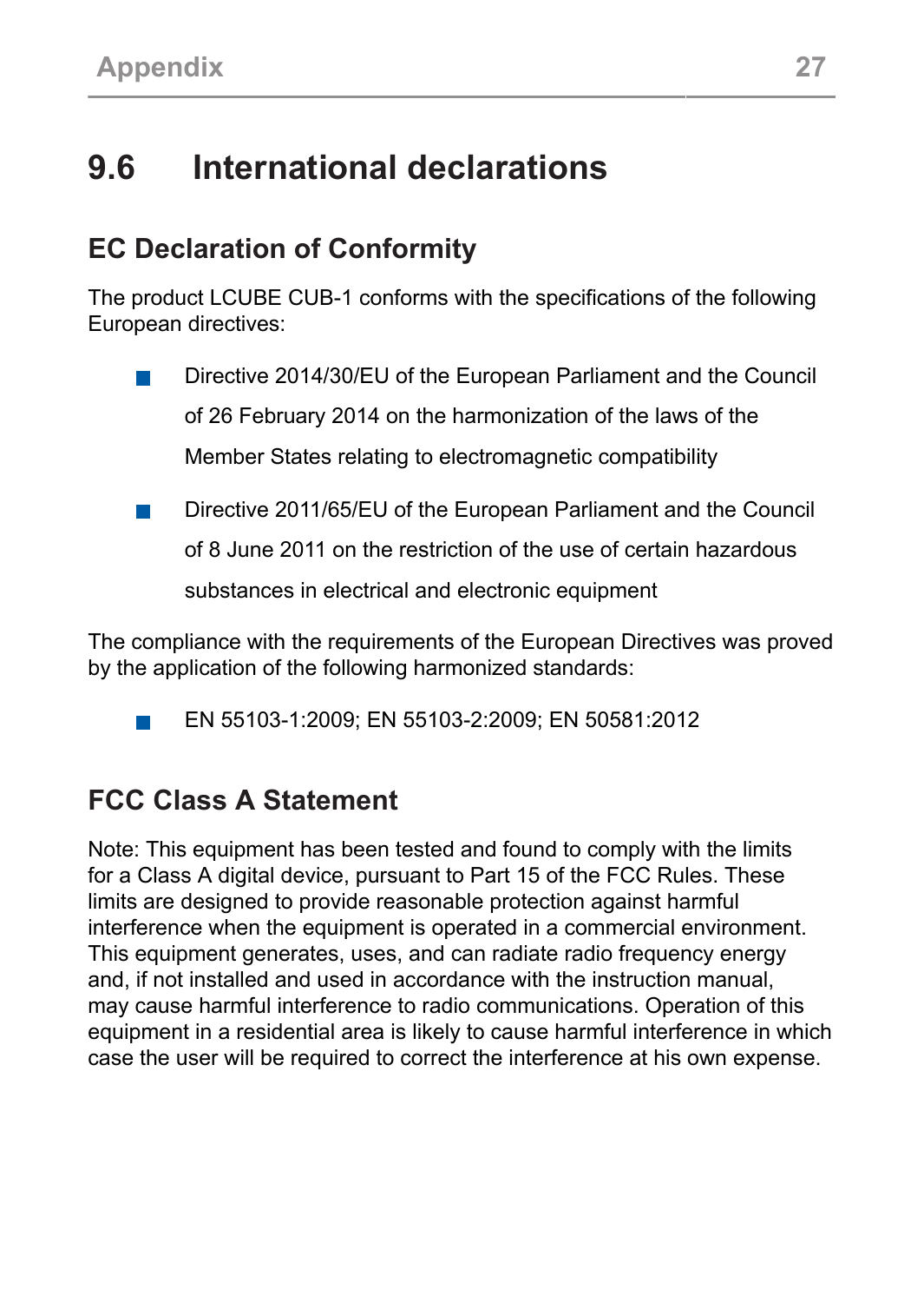## 9.6 International declarations

### EC Declaration of Conformity

The product LCUBE CUB-1 conforms with the specifications of the following European directives:

- Directive 2014/30/EU of the European Parliament and the Council of 26 February 2014 on the harmonization of the laws of the Member States relating to electromagnetic compatibility
- Directive 2011/65/EU of the European Parliament and the Council of 8 June 2011 on the restriction of the use of certain hazardous substances in electrical and electronic equipment

The compliance with the requirements of the European Directives was proved by the application of the following harmonized standards:

- EN 55103-1:2009; EN 55103-2:2009; EN 50581:2012

### FCC Class A Statement

Note: This equipment has been tested and found to comply with the limits for a Class A digital device, pursuant to Part 15 of the FCC Rules. These limits are designed to provide reasonable protection against harmful interference when the equipment is operated in a commercial environment. This equipment generates, uses, and can radiate radio frequency energy and, if not installed and used in accordance with the instruction manual, may cause harmful interference to radio communications. Operation of this equipment in a residential area is likely to cause harmful interference in which case the user will be required to correct the interference at his own expense.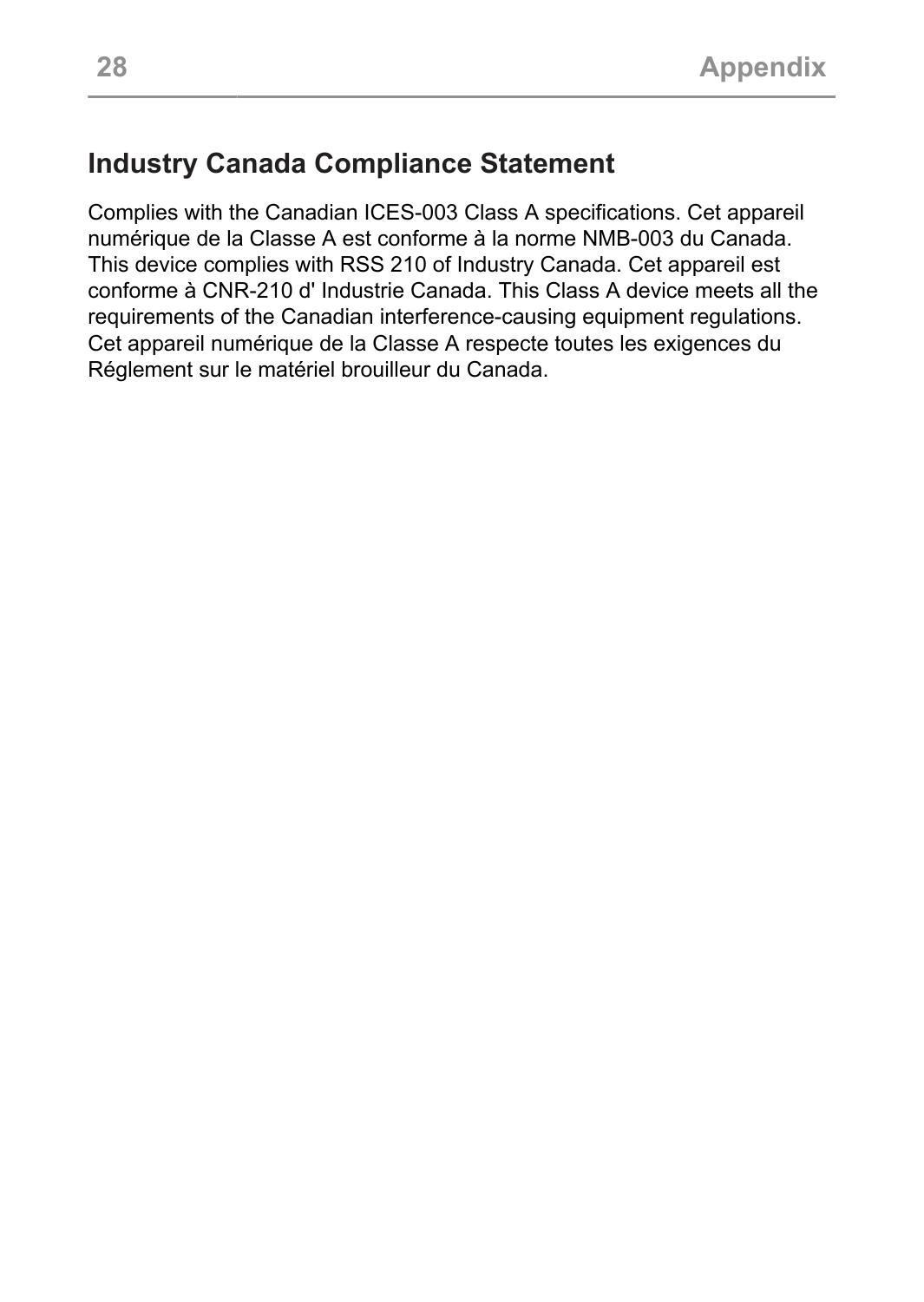## Industry Canada Compliance Statement

Complies with the Canadian ICES-003 Class A specifications. Cet appareil numérique de la Classe A est conforme à la norme NMB-003 du Canada. This device complies with RSS 210 of Industry Canada. Cet appareil est conforme à CNR-210 d' Industrie Canada. This Class A device meets all the requirements of the Canadian interference-causing equipment regulations. Cet appareil numérique de la Classe A respecte toutes les exigences du Réglement sur le matériel brouilleur du Canada.